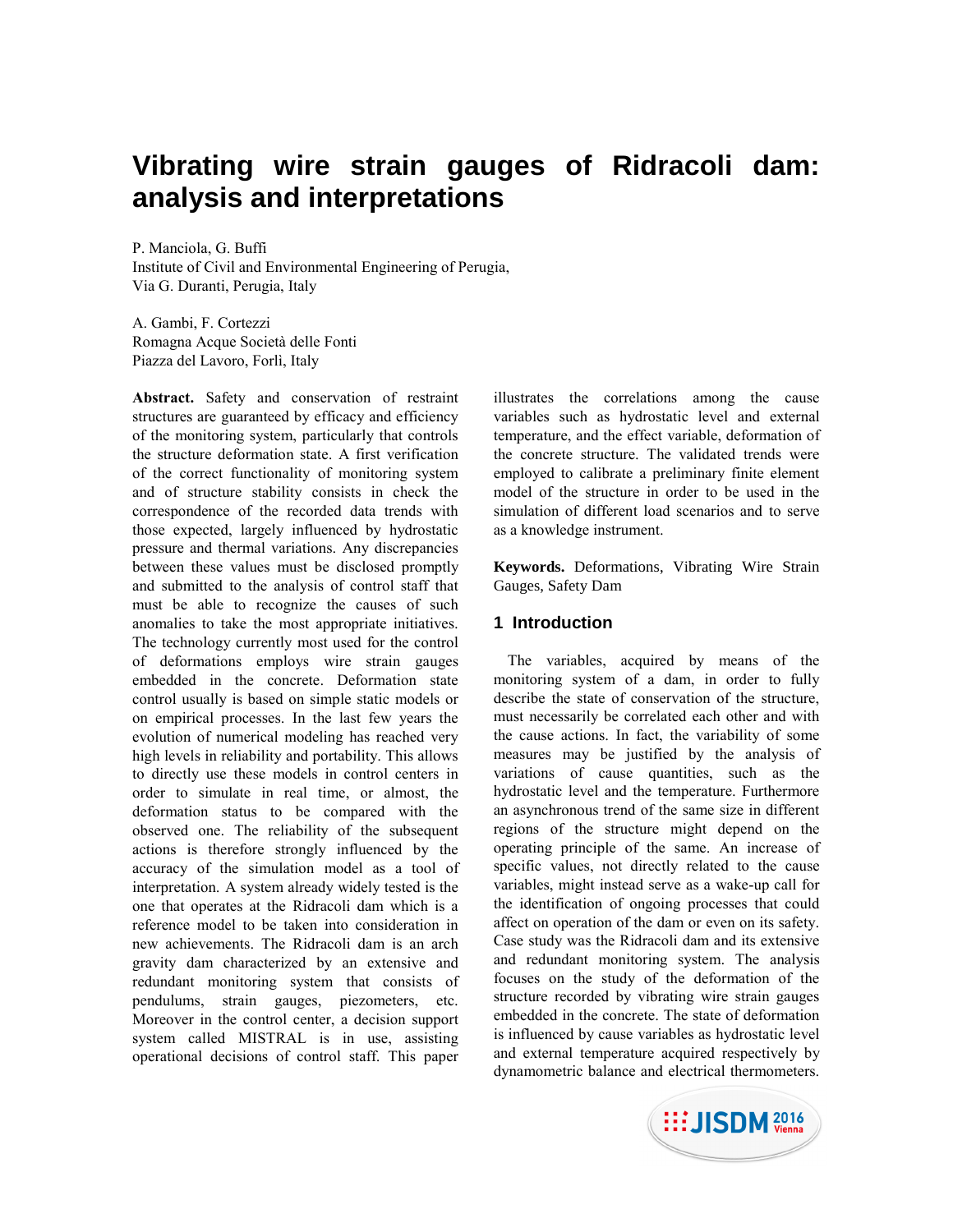# Vibrating wire strain gauges of Ridracoli dam: analysis and interpretations

P. Manciola, G. Buffi
Institute of Civil and Environmental Engineering of Perugia,
Via G. Duranti, Perugia, Italy

A. Gambi, F. Cortezzi
Romagna Acque Società delle Fonti
Piazza del Lavoro, Forlì, Italy

**Abstract.** Safety and conservation of restraint structures are guaranteed by efficacy and efficiency of the monitoring system, particularly that controls the structure deformation state. A first verification of the correct functionality of monitoring system and of structure stability consists in check the correspondence of the recorded data trends with those expected, largely influenced by hydrostatic pressure and thermal variations. Any discrepancies between these values must be disclosed promptly and submitted to the analysis of control staff that must be able to recognize the causes of such anomalies to take the most appropriate initiatives. The technology currently most used for the control of deformations employs wire strain gauges embedded in the concrete. Deformation state control usually is based on simple static models or on empirical processes. In the last few years the evolution of numerical modeling has reached very high levels in reliability and portability. This allows to directly use these models in control centers in order to simulate in real time, or almost, the deformation status to be compared with the observed one. The reliability of the subsequent actions is therefore strongly influenced by the accuracy of the simulation model as a tool of interpretation. A system already widely tested is the one that operates at the Ridracoli dam which is a reference model to be taken into consideration in new achievements. The Ridracoli dam is an arch gravity dam characterized by an extensive and redundant monitoring system that consists of pendulums, strain gauges, piezometers, etc. Moreover in the control center, a decision support system called MISTRAL is in use, assisting operational decisions of control staff. This paper illustrates the correlations among the cause variables such as hydrostatic level and external temperature, and the effect variable, deformation of the concrete structure. The validated trends were employed to calibrate a preliminary finite element model of the structure in order to be used in the simulation of different load scenarios and to serve as a knowledge instrument.

**Keywords.** Deformations, Vibrating Wire Strain Gauges, Safety Dam

## 1 Introduction

The variables, acquired by means of the monitoring system of a dam, in order to fully describe the state of conservation of the structure, must necessarily be correlated each other and with the cause actions. In fact, the variability of some measures may be justified by the analysis of variations of cause quantities, such as the hydrostatic level and the temperature. Furthermore an asynchronous trend of the same size in different regions of the structure might depend on the operating principle of the same. An increase of specific values, not directly related to the cause variables, might instead serve as a wake-up call for the identification of ongoing processes that could affect on operation of the dam or even on its safety. Case study was the Ridracoli dam and its extensive and redundant monitoring system. The analysis focuses on the study of the deformation of the structure recorded by vibrating wire strain gauges embedded in the concrete. The state of deformation is influenced by cause variables as hydrostatic level and external temperature acquired respectively by dynamometric balance and electrical thermometers.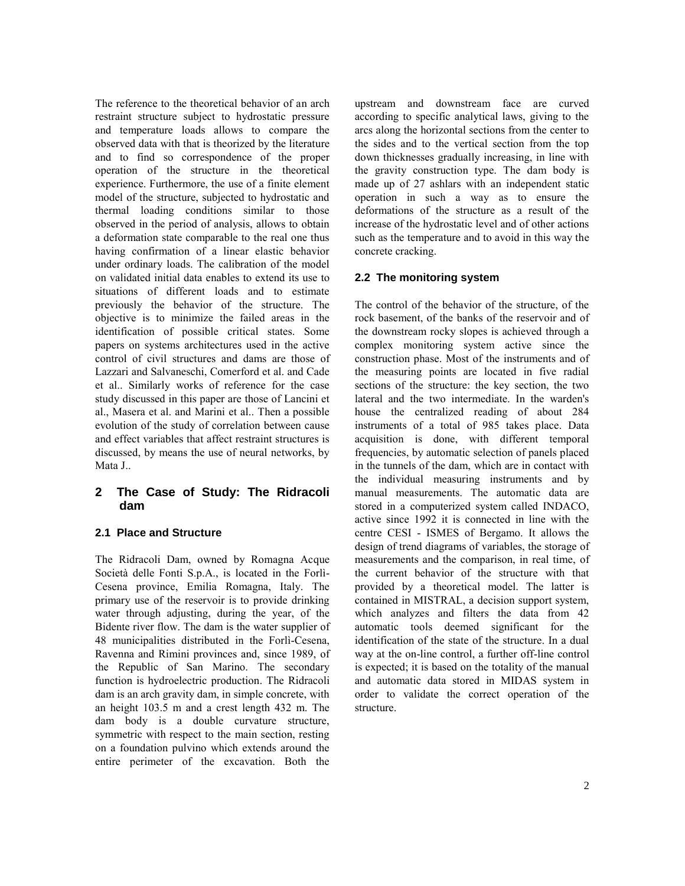The reference to the theoretical behavior of an arch restraint structure subject to hydrostatic pressure and temperature loads allows to compare the observed data with that is theorized by the literature and to find so correspondence of the proper operation of the structure in the theoretical experience. Furthermore, the use of a finite element model of the structure, subjected to hydrostatic and thermal loading conditions similar to those observed in the period of analysis, allows to obtain a deformation state comparable to the real one thus having confirmation of a linear elastic behavior under ordinary loads. The calibration of the model on validated initial data enables to extend its use to situations of different loads and to estimate previously the behavior of the structure. The objective is to minimize the failed areas in the identification of possible critical states. Some papers on systems architectures used in the active control of civil structures and dams are those of Lazzari and Salvaneschi, Comerford et al. and Cade et al.. Similarly works of reference for the case study discussed in this paper are those of Lancini et al., Masera et al. and Marini et al.. Then a possible evolution of the study of correlation between cause and effect variables that affect restraint structures is discussed, by means the use of neural networks, by Mata J..

## 2 The Case of Study: The Ridracoli dam

### 2.1 Place and Structure

The Ridracoli Dam, owned by Romagna Acque Società delle Fonti S.p.A., is located in the Forlì-Cesena province, Emilia Romagna, Italy. The primary use of the reservoir is to provide drinking water through adjusting, during the year, of the Bidente river flow. The dam is the water supplier of 48 municipalities distributed in the Forlì-Cesena, Ravenna and Rimini provinces and, since 1989, of the Republic of San Marino. The secondary function is hydroelectric production. The Ridracoli dam is an arch gravity dam, in simple concrete, with an height 103.5 m and a crest length 432 m. The dam body is a double curvature structure, symmetric with respect to the main section, resting on a foundation pulvino which extends around the entire perimeter of the excavation. Both the upstream and downstream face are curved according to specific analytical laws, giving to the arcs along the horizontal sections from the center to the sides and to the vertical section from the top down thicknesses gradually increasing, in line with the gravity construction type. The dam body is made up of 27 ashlars with an independent static operation in such a way as to ensure the deformations of the structure as a result of the increase of the hydrostatic level and of other actions such as the temperature and to avoid in this way the concrete cracking.

### 2.2 The monitoring system

The control of the behavior of the structure, of the rock basement, of the banks of the reservoir and of the downstream rocky slopes is achieved through a complex monitoring system active since the construction phase. Most of the instruments and of the measuring points are located in five radial sections of the structure: the key section, the two lateral and the two intermediate. In the warden's house the centralized reading of about 284 instruments of a total of 985 takes place. Data acquisition is done, with different temporal frequencies, by automatic selection of panels placed in the tunnels of the dam, which are in contact with the individual measuring instruments and by manual measurements. The automatic data are stored in a computerized system called INDACO, active since 1992 it is connected in line with the centre CESI - ISMES of Bergamo. It allows the design of trend diagrams of variables, the storage of measurements and the comparison, in real time, of the current behavior of the structure with that provided by a theoretical model. The latter is contained in MISTRAL, a decision support system, which analyzes and filters the data from 42 automatic tools deemed significant for the identification of the state of the structure. In a dual way at the on-line control, a further off-line control is expected; it is based on the totality of the manual and automatic data stored in MIDAS system in order to validate the correct operation of the structure.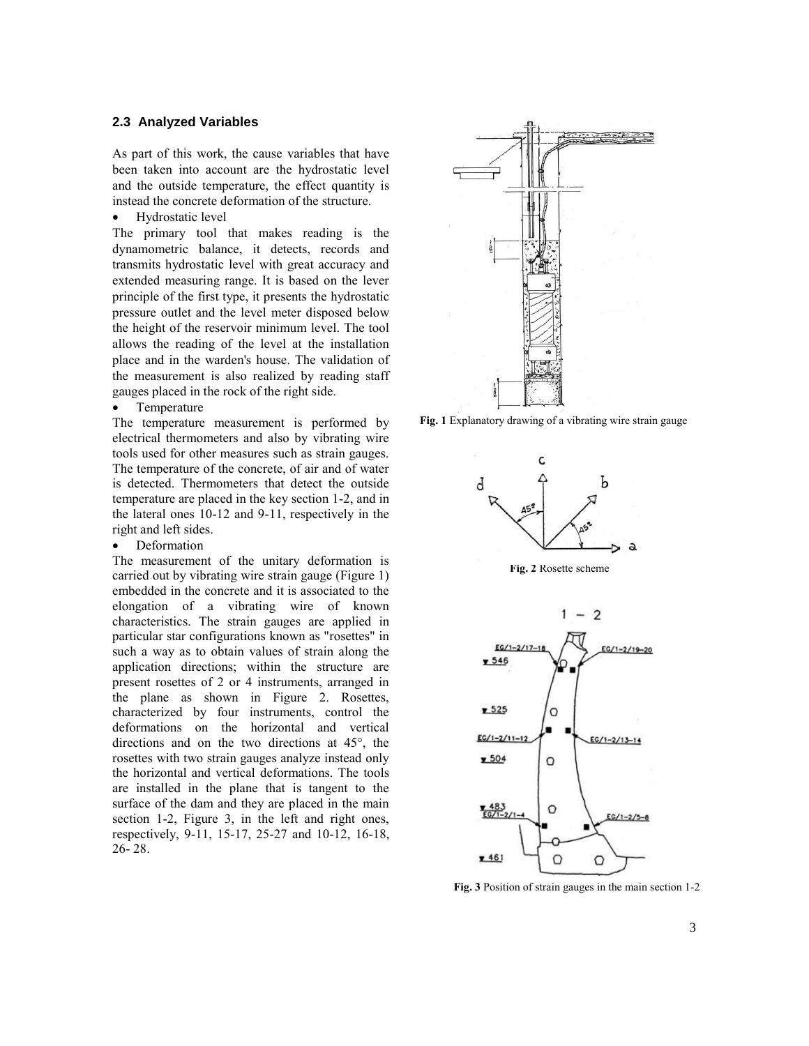## 2.3 Analyzed Variables

As part of this work, the cause variables that have been taken into account are the hydrostatic level and the outside temperature, the effect quantity is instead the concrete deformation of the structure.

- Hydrostatic level

The primary tool that makes reading is the dynamometric balance, it detects, records and transmits hydrostatic level with great accuracy and extended measuring range. It is based on the lever principle of the first type, it presents the hydrostatic pressure outlet and the level meter disposed below the height of the reservoir minimum level. The tool allows the reading of the level at the installation place and in the warden's house. The validation of the measurement is also realized by reading staff gauges placed in the rock of the right side.

- Temperature

The temperature measurement is performed by electrical thermometers and also by vibrating wire tools used for other measures such as strain gauges. The temperature of the concrete, of air and of water is detected. Thermometers that detect the outside temperature are placed in the key section 1-2, and in the lateral ones 10-12 and 9-11, respectively in the right and left sides.

- Deformation

The measurement of the unitary deformation is carried out by vibrating wire strain gauge (Figure 1) embedded in the concrete and it is associated to the elongation of a vibrating wire of known characteristics. The strain gauges are applied in particular star configurations known as "rosettes" in such a way as to obtain values of strain along the application directions; within the structure are present rosettes of 2 or 4 instruments, arranged in the plane as shown in Figure 2. Rosettes, characterized by four instruments, control the deformations on the horizontal and vertical directions and on the two directions at 45°, the rosettes with two strain gauges analyze instead only the horizontal and vertical deformations. The tools are installed in the plane that is tangent to the surface of the dam and they are placed in the main section 1-2, Figure 3, in the left and right ones, respectively, 9-11, 15-17, 25-27 and 10-12, 16-18, 26- 28.

**Fig. 1** Explanatory drawing of a vibrating wire strain gauge

**Fig. 2** Rosette scheme

**Fig. 3** Position of strain gauges in the main section 1-2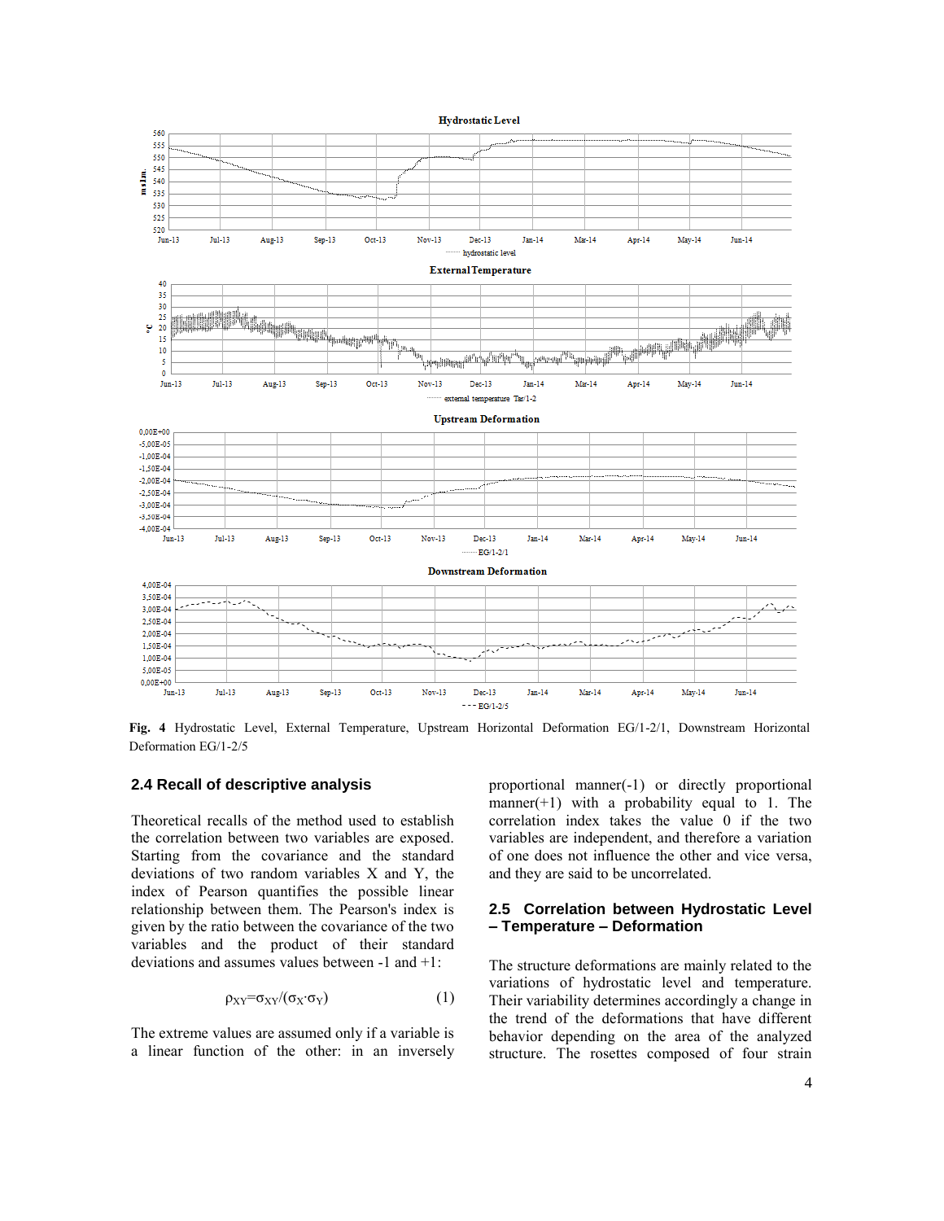Fig. 4 Hydrostatic Level, External Temperature, Upstream Horizontal Deformation EG/1-2/1, Downstream Horizontal Deformation EG/1-2/5

## 2.4 Recall of descriptive analysis

Theoretical recalls of the method used to establish the correlation between two variables are exposed. Starting from the covariance and the standard deviations of two random variables X and Y, the index of Pearson quantifies the possible linear relationship between them. The Pearson's index is given by the ratio between the covariance of the two variables and the product of their standard deviations and assumes values between -1 and +1:

$$\rho_{XY}=\sigma_{XY}/(\sigma_X \cdot \sigma_Y) \quad (1)$$

The extreme values are assumed only if a variable is a linear function of the other: in an inversely proportional manner(-1) or directly proportional manner(+1) with a probability equal to 1. The correlation index takes the value 0 if the two variables are independent, and therefore a variation of one does not influence the other and vice versa, and they are said to be uncorrelated.

## 2.5 Correlation between Hydrostatic Level – Temperature – Deformation

The structure deformations are mainly related to the variations of hydrostatic level and temperature. Their variability determines accordingly a change in the trend of the deformations that have different behavior depending on the area of the analyzed structure. The rosettes composed of four strain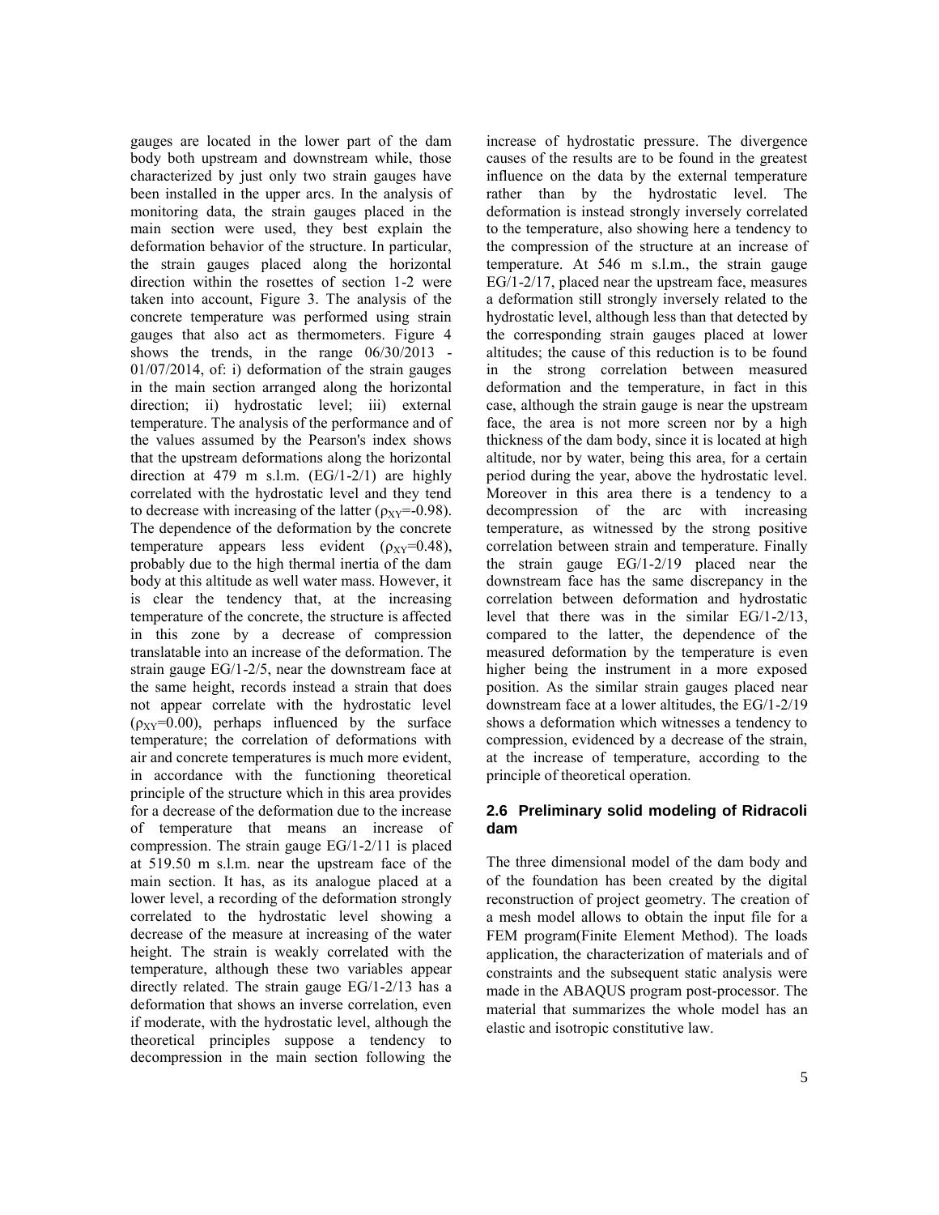gauges are located in the lower part of the dam body both upstream and downstream while, those characterized by just only two strain gauges have been installed in the upper arcs. In the analysis of monitoring data, the strain gauges placed in the main section were used, they best explain the deformation behavior of the structure. In particular, the strain gauges placed along the horizontal direction within the rosettes of section 1-2 were taken into account, Figure 3. The analysis of the concrete temperature was performed using strain gauges that also act as thermometers. Figure 4 shows the trends, in the range 06/30/2013 - 01/07/2014, of: i) deformation of the strain gauges in the main section arranged along the horizontal direction; ii) hydrostatic level; iii) external temperature. The analysis of the performance and of the values assumed by the Pearson's index shows that the upstream deformations along the horizontal direction at 479 m s.l.m. (EG/1-2/1) are highly correlated with the hydrostatic level and they tend to decrease with increasing of the latter ($\rho_{XY}$=-0.98). The dependence of the deformation by the concrete temperature appears less evident ($\rho_{XY}$=0.48), probably due to the high thermal inertia of the dam body at this altitude as well water mass. However, it is clear the tendency that, at the increasing temperature of the concrete, the structure is affected in this zone by a decrease of compression translatable into an increase of the deformation. The strain gauge EG/1-2/5, near the downstream face at the same height, records instead a strain that does not appear correlate with the hydrostatic level ($\rho_{XY}$=0.00), perhaps influenced by the surface temperature; the correlation of deformations with air and concrete temperatures is much more evident, in accordance with the functioning theoretical principle of the structure which in this area provides for a decrease of the deformation due to the increase of temperature that means an increase of compression. The strain gauge EG/1-2/11 is placed at 519.50 m s.l.m. near the upstream face of the main section. It has, as its analogue placed at a lower level, a recording of the deformation strongly correlated to the hydrostatic level showing a decrease of the measure at increasing of the water height. The strain is weakly correlated with the temperature, although these two variables appear directly related. The strain gauge EG/1-2/13 has a deformation that shows an inverse correlation, even if moderate, with the hydrostatic level, although the theoretical principles suppose a tendency to decompression in the main section following the increase of hydrostatic pressure. The divergence causes of the results are to be found in the greatest influence on the data by the external temperature rather than by the hydrostatic level. The deformation is instead strongly inversely correlated to the temperature, also showing here a tendency to the compression of the structure at an increase of temperature. At 546 m s.l.m., the strain gauge EG/1-2/17, placed near the upstream face, measures a deformation still strongly inversely related to the hydrostatic level, although less than that detected by the corresponding strain gauges placed at lower altitudes; the cause of this reduction is to be found in the strong correlation between measured deformation and the temperature, in fact in this case, although the strain gauge is near the upstream face, the area is not more screen nor by a high thickness of the dam body, since it is located at high altitude, nor by water, being this area, for a certain period during the year, above the hydrostatic level. Moreover in this area there is a tendency to a decompression of the arc with increasing temperature, as witnessed by the strong positive correlation between strain and temperature. Finally the strain gauge EG/1-2/19 placed near the downstream face has the same discrepancy in the correlation between deformation and hydrostatic level that there was in the similar EG/1-2/13, compared to the latter, the dependence of the measured deformation by the temperature is even higher being the instrument in a more exposed position. As the similar strain gauges placed near downstream face at a lower altitudes, the EG/1-2/19 shows a deformation which witnesses a tendency to compression, evidenced by a decrease of the strain, at the increase of temperature, according to the principle of theoretical operation.

### 2.6 Preliminary solid modeling of Ridracoli dam

The three dimensional model of the dam body and of the foundation has been created by the digital reconstruction of project geometry. The creation of a mesh model allows to obtain the input file for a FEM program(Finite Element Method). The loads application, the characterization of materials and of constraints and the subsequent static analysis were made in the ABAQUS program post-processor. The material that summarizes the whole model has an elastic and isotropic constitutive law.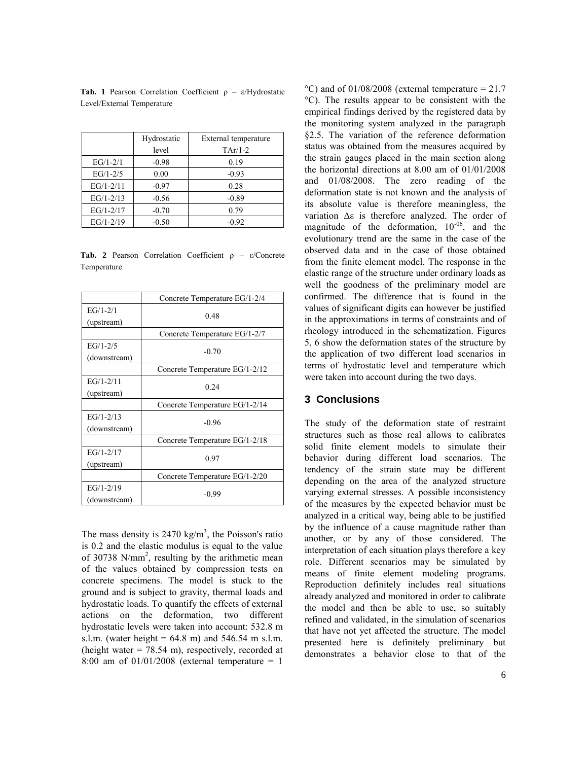**Tab. 1** Pearson Correlation Coefficient ρ – ε/Hydrostatic Level/External Temperature

| | Hydrostatic level | External temperature TAr/1-2 |
|---|---|---|
| EG/1-2/1 | -0.98 | 0.19 |
| EG/1-2/5 | 0.00 | -0.93 |
| EG/1-2/11 | -0.97 | 0.28 |
| EG/1-2/13 | -0.56 | -0.89 |
| EG/1-2/17 | -0.70 | 0.79 |
| EG/1-2/19 | -0.50 | -0.92 |

**Tab. 2** Pearson Correlation Coefficient ρ – ε/Concrete Temperature

| | Concrete Temperature EG/1-2/4 |
|---|---|
| EG/1-2/1 (upstream) | 0.48 |
| | Concrete Temperature EG/1-2/7 |
| EG/1-2/5 (downstream) | -0.70 |
| | Concrete Temperature EG/1-2/12 |
| EG/1-2/11 (upstream) | 0.24 |
| | Concrete Temperature EG/1-2/14 |
| EG/1-2/13 (downstream) | -0.96 |
| | Concrete Temperature EG/1-2/18 |
| EG/1-2/17 (upstream) | 0.97 |
| | Concrete Temperature EG/1-2/20 |
| EG/1-2/19 (downstream) | -0.99 |

The mass density is 2470 $kg/m^3$, the Poisson's ratio is 0.2 and the elastic modulus is equal to the value of 30738 $N/mm^2$, resulting by the arithmetic mean of the values obtained by compression tests on concrete specimens. The model is stuck to the ground and is subject to gravity, thermal loads and hydrostatic loads. To quantify the effects of external actions on the deformation, two different hydrostatic levels were taken into account: 532.8 m s.l.m. (water height = 64.8 m) and 546.54 m s.l.m. (height water = 78.54 m), respectively, recorded at 8:00 am of 01/01/2008 (external temperature = 1 °C) and of 01/08/2008 (external temperature = 21.7 °C). The results appear to be consistent with the empirical findings derived by the registered data by the monitoring system analyzed in the paragraph §2.5. The variation of the reference deformation status was obtained from the measures acquired by the strain gauges placed in the main section along the horizontal directions at 8.00 am of 01/01/2008 and 01/08/2008. The zero reading of the deformation state is not known and the analysis of its absolute value is therefore meaningless, the variation Δε is therefore analyzed. The order of magnitude of the deformation, $10^{-06}$, and the evolutionary trend are the same in the case of the observed data and in the case of those obtained from the finite element model. The response in the elastic range of the structure under ordinary loads as well the goodness of the preliminary model are confirmed. The difference that is found in the values of significant digits can however be justified in the approximations in terms of constraints and of rheology introduced in the schematization. Figures 5, 6 show the deformation states of the structure by the application of two different load scenarios in terms of hydrostatic level and temperature which were taken into account during the two days.

## 3 Conclusions

The study of the deformation state of restraint structures such as those real allows to calibrates solid finite element models to simulate their behavior during different load scenarios. The tendency of the strain state may be different depending on the area of the analyzed structure varying external stresses. A possible inconsistency of the measures by the expected behavior must be analyzed in a critical way, being able to be justified by the influence of a cause magnitude rather than another, or by any of those considered. The interpretation of each situation plays therefore a key role. Different scenarios may be simulated by means of finite element modeling programs. Reproduction definitely includes real situations already analyzed and monitored in order to calibrate the model and then be able to use, so suitably refined and validated, in the simulation of scenarios that have not yet affected the structure. The model presented here is definitely preliminary but demonstrates a behavior close to that of the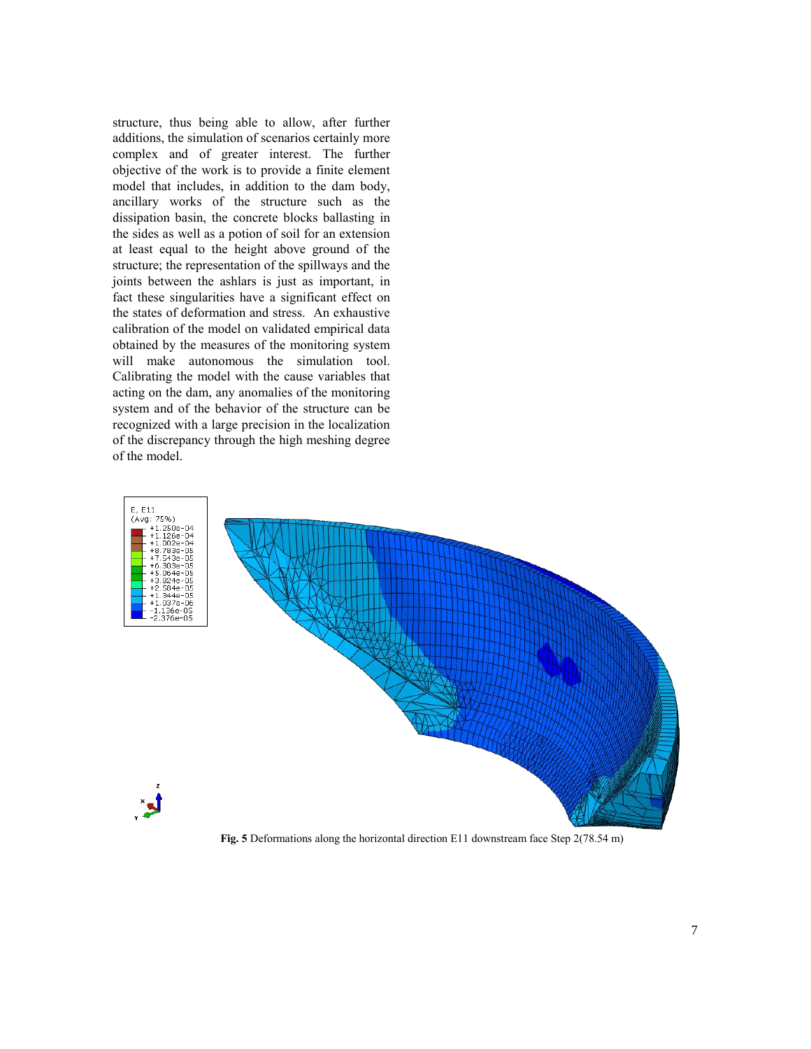structure, thus being able to allow, after further additions, the simulation of scenarios certainly more complex and of greater interest. The further objective of the work is to provide a finite element model that includes, in addition to the dam body, ancillary works of the structure such as the dissipation basin, the concrete blocks ballasting in the sides as well as a potion of soil for an extension at least equal to the height above ground of the structure; the representation of the spillways and the joints between the ashlars is just as important, in fact these singularities have a significant effect on the states of deformation and stress. An exhaustive calibration of the model on validated empirical data obtained by the measures of the monitoring system will make autonomous the simulation tool. Calibrating the model with the cause variables that acting on the dam, any anomalies of the monitoring system and of the behavior of the structure can be recognized with a large precision in the localization of the discrepancy through the high meshing degree of the model.

**Fig. 5** Deformations along the horizontal direction E11 downstream face Step 2(78.54 m)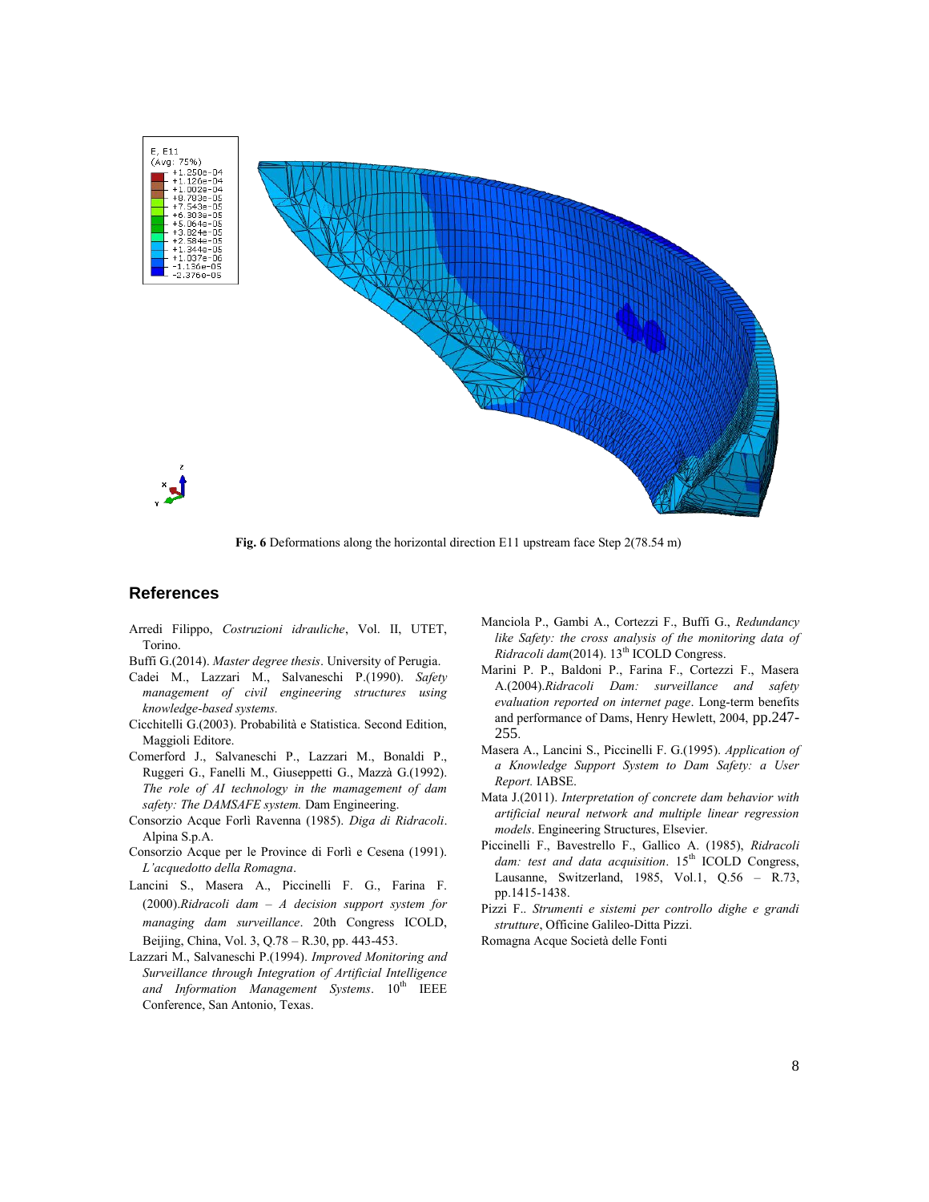E, E11
(Avg: 75%)
+1.250e-04
+1.126e-04
+1.002e-04
+8.783e-05
+7.543e-05
+6.303e-05
+5.064e-05
+3.824e-05
+2.584e-05
+1.344e-05
+1.037e-06
-1.136e-05
-2.376e-05

**Fig. 6** Deformations along the horizontal direction E11 upstream face Step 2(78.54 m)

## References

Arredi Filippo, *Costruzioni idrauliche*, Vol. II, UTET, Torino.

Buffi G.(2014). *Master degree thesis*. University of Perugia.

Cadei M., Lazzari M., Salvaneschi P.(1990). *Safety management of civil engineering structures using knowledge-based systems.*

Cicchitelli G.(2003). Probabilità e Statistica. Second Edition, Maggioli Editore.

Comerford J., Salvaneschi P., Lazzari M., Bonaldi P., Ruggeri G., Fanelli M., Giuseppetti G., Mazzà G.(1992). *The role of AI technology in the management of dam safety: The DAMSAFE system.* Dam Engineering.

Consorzio Acque Forlì Ravenna (1985). *Diga di Ridracoli*. Alpina S.p.A.

Consorzio Acque per le Province di Forlì e Cesena (1991). *L'acquedotto della Romagna*.

Lancini S., Masera A., Piccinelli F. G., Farina F. (2000).*Ridracoli dam – A decision support system for managing dam surveillance*. 20th Congress ICOLD, Beijing, China, Vol. 3, Q.78 – R.30, pp. 443-453.

Lazzari M., Salvaneschi P.(1994). *Improved Monitoring and Surveillance through Integration of Artificial Intelligence and Information Management Systems*. 10th IEEE Conference, San Antonio, Texas.

Manciola P., Gambi A., Cortezzi F., Buffi G., *Redundancy like Safety: the cross analysis of the monitoring data of Ridracoli dam*(2014). 13th ICOLD Congress.

Marini P. P., Baldoni P., Farina F., Cortezzi F., Masera A.(2004).*Ridracoli Dam: surveillance and safety evaluation reported on internet page*. Long-term benefits and performance of Dams, Henry Hewlett, 2004, pp.247-255.

Masera A., Lancini S., Piccinelli F. G.(1995). *Application of a Knowledge Support System to Dam Safety: a User Report.* IABSE.

Mata J.(2011). *Interpretation of concrete dam behavior with artificial neural network and multiple linear regression models*. Engineering Structures, Elsevier.

Piccinelli F., Bavestrello F., Gallico A. (1985), *Ridracoli dam: test and data acquisition*. 15th ICOLD Congress, Lausanne, Switzerland, 1985, Vol.1, Q.56 – R.73, pp.1415-1438.

Pizzi F.. *Strumenti e sistemi per controllo dighe e grandi strutture*, Officine Galileo-Ditta Pizzi.

Romagna Acque Società delle Fonti